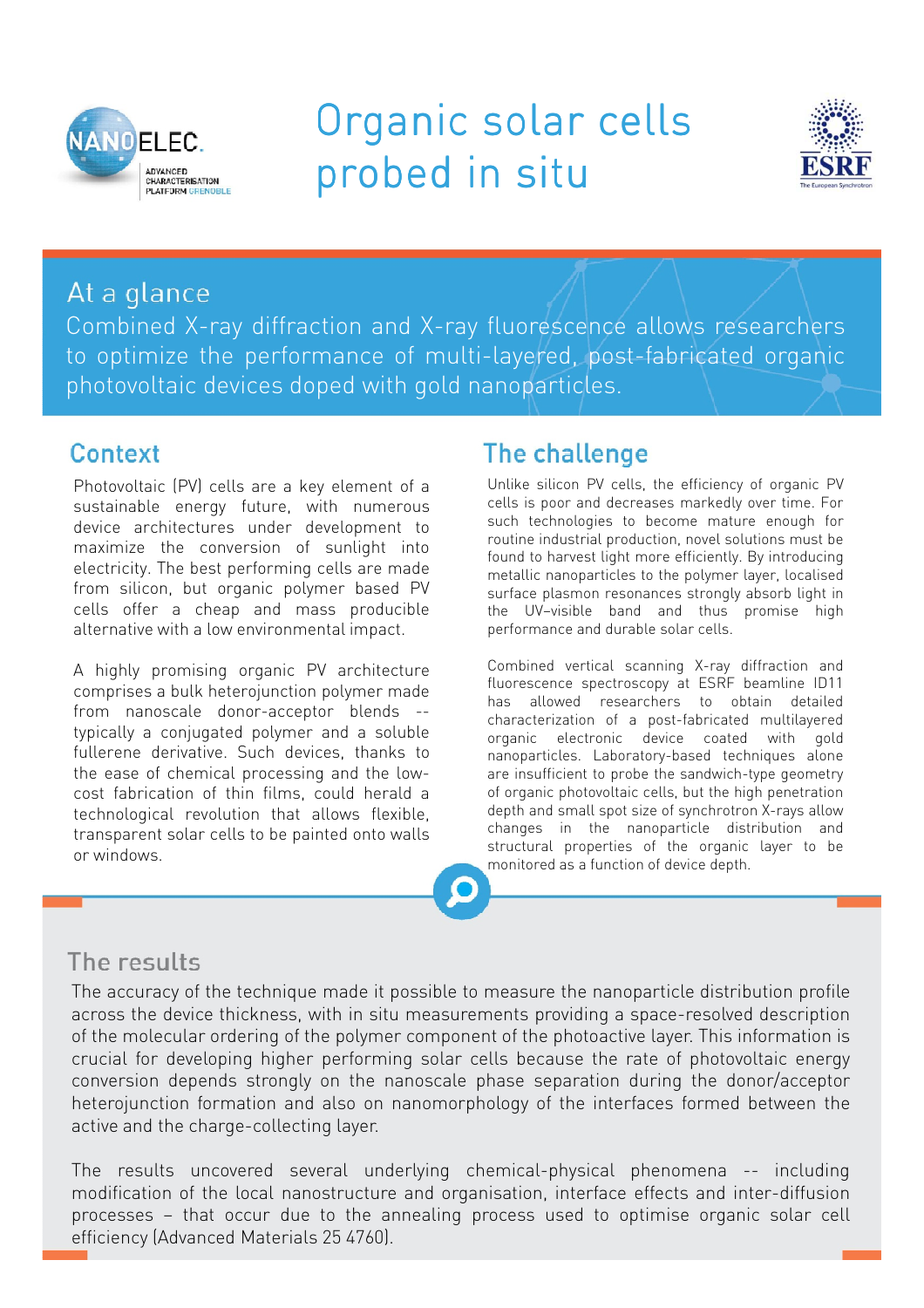# Organic solar cells probed in situ

## At a glance

Combined X-ray diffraction and X-ray fluorescence allows researchers to optimize the performance of multi-layered, post-fabricated organic photovoltaic devices doped with gold nanoparticles.

## Context

Photovoltaic (PV) cells are a key element of a sustainable energy future, with numerous device architectures under development to maximize the conversion of sunlight into electricity. The best performing cells are made from silicon, but organic polymer based PV cells offer a cheap and mass producible alternative with a low environmental impact.

A highly promising organic PV architecture comprises a bulk heterojunction polymer made from nanoscale donor-acceptor blends -- typically a conjugated polymer and a soluble fullerene derivative. Such devices, thanks to the ease of chemical processing and the low-cost fabrication of thin films, could herald a technological revolution that allows flexible, transparent solar cells to be painted onto walls or windows.

## The challenge

Unlike silicon PV cells, the efficiency of organic PV cells is poor and decreases markedly over time. For such technologies to become mature enough for routine industrial production, novel solutions must be found to harvest light more efficiently. By introducing metallic nanoparticles to the polymer layer, localised surface plasmon resonances strongly absorb light in the UV–visible band and thus promise high performance and durable solar cells.

Combined vertical scanning X-ray diffraction and fluorescence spectroscopy at ESRF beamline ID11 has allowed researchers to obtain detailed characterization of a post-fabricated multilayered organic electronic device coated with gold nanoparticles. Laboratory-based techniques alone are insufficient to probe the sandwich-type geometry of organic photovoltaic cells, but the high penetration depth and small spot size of synchrotron X-rays allow changes in the nanoparticle distribution and structural properties of the organic layer to be monitored as a function of device depth.

## The results

The accuracy of the technique made it possible to measure the nanoparticle distribution profile across the device thickness, with in situ measurements providing a space-resolved description of the molecular ordering of the polymer component of the photoactive layer. This information is crucial for developing higher performing solar cells because the rate of photovoltaic energy conversion depends strongly on the nanoscale phase separation during the donor/acceptor heterojunction formation and also on nanomorphology of the interfaces formed between the active and the charge-collecting layer.

The results uncovered several underlying chemical-physical phenomena -- including modification of the local nanostructure and organisation, interface effects and inter-diffusion processes – that occur due to the annealing process used to optimise organic solar cell efficiency (Advanced Materials 25 4760).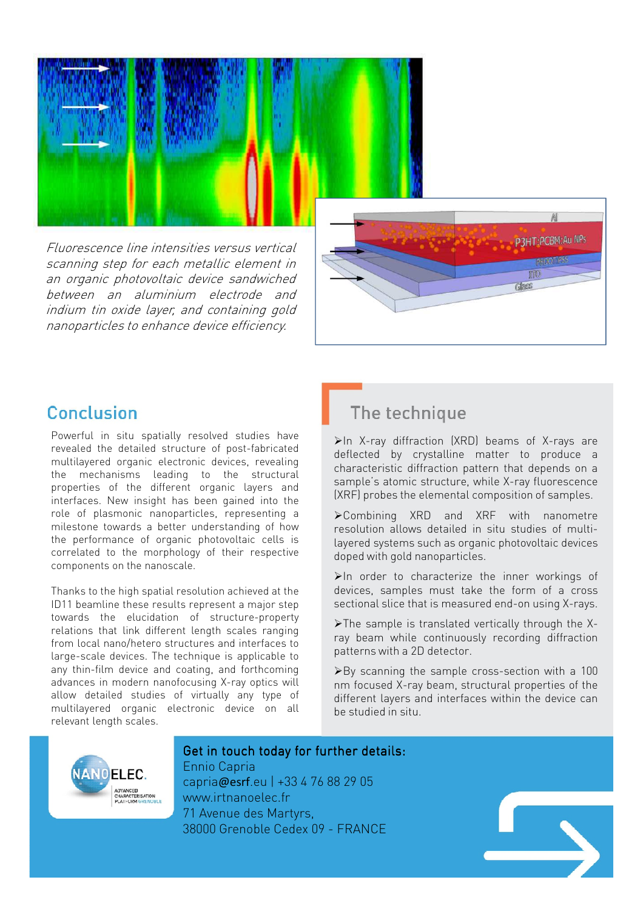*Fluorescence line intensities versus vertical scanning step for each metallic element in an organic photovoltaic device sandwiched between an aluminium electrode and indium tin oxide layer, and containing gold nanoparticles to enhance device efficiency.*

## Conclusion

Powerful in situ spatially resolved studies have revealed the detailed structure of post-fabricated multilayered organic electronic devices, revealing the mechanisms leading to the structural properties of the different organic layers and interfaces. New insight has been gained into the role of plasmonic nanoparticles, representing a milestone towards a better understanding of how the performance of organic photovoltaic cells is correlated to the morphology of their respective components on the nanoscale.

Thanks to the high spatial resolution achieved at the ID11 beamline these results represent a major step towards the elucidation of structure-property relations that link different length scales ranging from local nano/hetero structures and interfaces to large-scale devices. The technique is applicable to any thin-film device and coating, and forthcoming advances in modern nanofocusing X-ray optics will allow detailed studies of virtually any type of multilayered organic electronic device on all relevant length scales.

## The technique

- In X-ray diffraction (XRD) beams of X-rays are deflected by crystalline matter to produce a characteristic diffraction pattern that depends on a sample's atomic structure, while X-ray fluorescence (XRF) probes the elemental composition of samples.
- Combining XRD and XRF with nanometre resolution allows detailed in situ studies of multi-layered systems such as organic photovoltaic devices doped with gold nanoparticles.
- In order to characterize the inner workings of devices, samples must take the form of a cross sectional slice that is measured end-on using X-rays.
- The sample is translated vertically through the X-ray beam while continuously recording diffraction patterns with a 2D detector.
- By scanning the sample cross-section with a 100 nm focused X-ray beam, structural properties of the different layers and interfaces within the device can be studied in situ.

**Get in touch today for further details:**
Ennio Capria
capria@esrf.eu | +33 4 76 88 29 05
www.irtnanoelec.fr
71 Avenue des Martyrs,
38000 Grenoble Cedex 09 - FRANCE